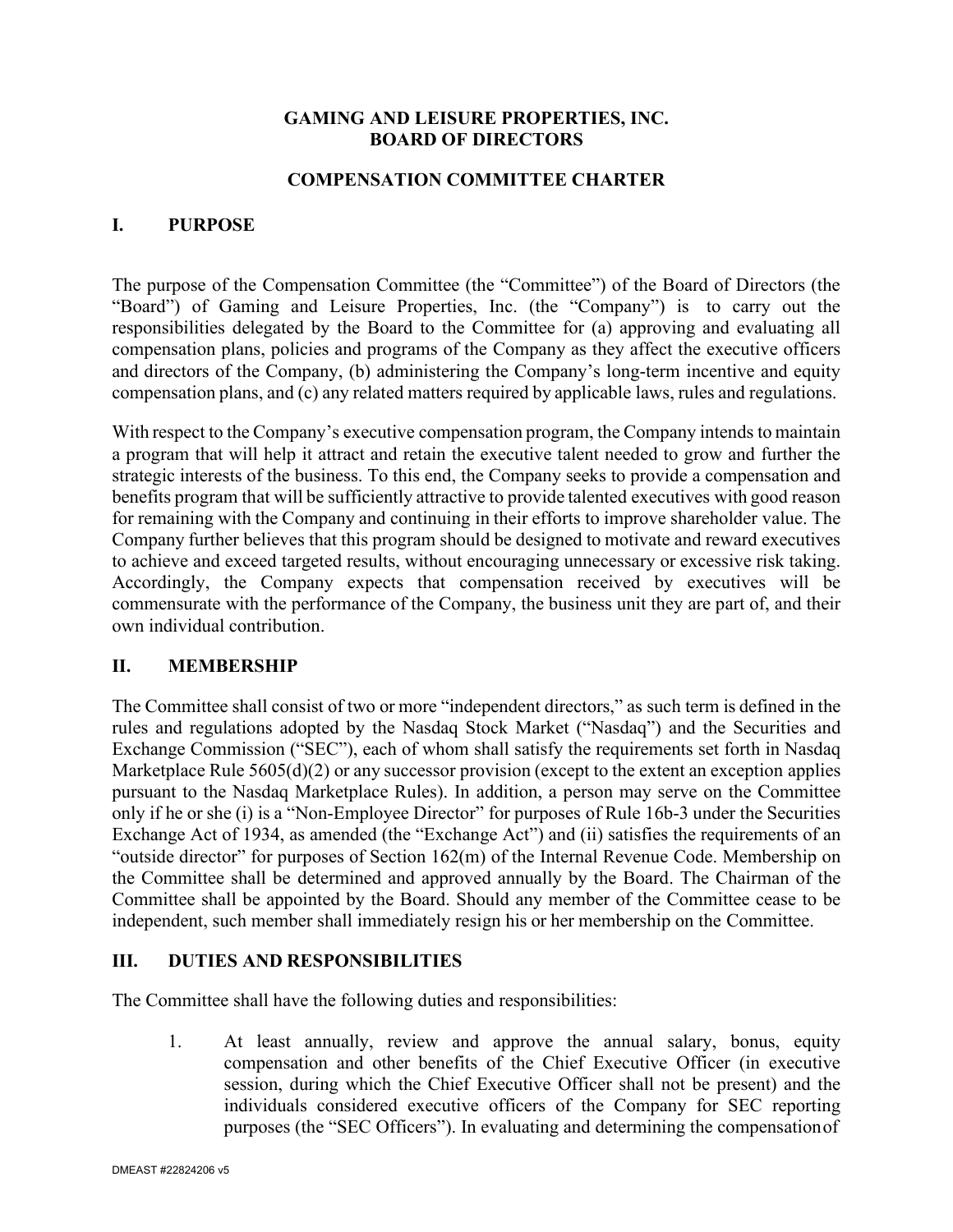# GAMING AND LEISURE PROPERTIES, INC.
# BOARD OF DIRECTORS

## COMPENSATION COMMITTEE CHARTER

## I. PURPOSE

The purpose of the Compensation Committee (the "Committee") of the Board of Directors (the "Board") of Gaming and Leisure Properties, Inc. (the "Company") is to carry out the responsibilities delegated by the Board to the Committee for (a) approving and evaluating all compensation plans, policies and programs of the Company as they affect the executive officers and directors of the Company, (b) administering the Company's long-term incentive and equity compensation plans, and (c) any related matters required by applicable laws, rules and regulations.

With respect to the Company's executive compensation program, the Company intends to maintain a program that will help it attract and retain the executive talent needed to grow and further the strategic interests of the business. To this end, the Company seeks to provide a compensation and benefits program that will be sufficiently attractive to provide talented executives with good reason for remaining with the Company and continuing in their efforts to improve shareholder value. The Company further believes that this program should be designed to motivate and reward executives to achieve and exceed targeted results, without encouraging unnecessary or excessive risk taking. Accordingly, the Company expects that compensation received by executives will be commensurate with the performance of the Company, the business unit they are part of, and their own individual contribution.

## II. MEMBERSHIP

The Committee shall consist of two or more "independent directors," as such term is defined in the rules and regulations adopted by the Nasdaq Stock Market ("Nasdaq") and the Securities and Exchange Commission ("SEC"), each of whom shall satisfy the requirements set forth in Nasdaq Marketplace Rule 5605(d)(2) or any successor provision (except to the extent an exception applies pursuant to the Nasdaq Marketplace Rules). In addition, a person may serve on the Committee only if he or she (i) is a "Non-Employee Director" for purposes of Rule 16b-3 under the Securities Exchange Act of 1934, as amended (the "Exchange Act") and (ii) satisfies the requirements of an "outside director" for purposes of Section 162(m) of the Internal Revenue Code. Membership on the Committee shall be determined and approved annually by the Board. The Chairman of the Committee shall be appointed by the Board. Should any member of the Committee cease to be independent, such member shall immediately resign his or her membership on the Committee.

## III. DUTIES AND RESPONSIBILITIES

The Committee shall have the following duties and responsibilities:

1. At least annually, review and approve the annual salary, bonus, equity compensation and other benefits of the Chief Executive Officer (in executive session, during which the Chief Executive Officer shall not be present) and the individuals considered executive officers of the Company for SEC reporting purposes (the "SEC Officers"). In evaluating and determining the compensation of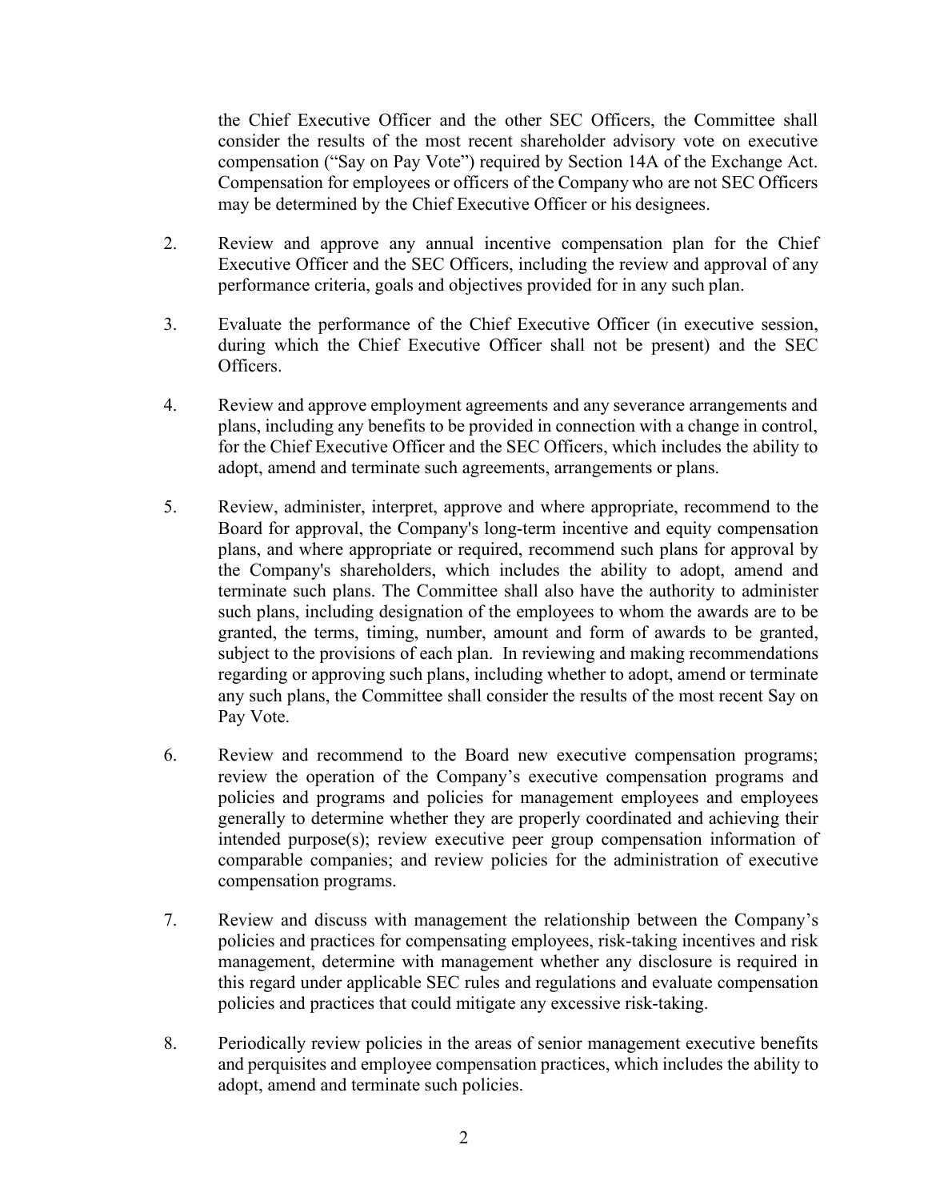the Chief Executive Officer and the other SEC Officers, the Committee shall consider the results of the most recent shareholder advisory vote on executive compensation ("Say on Pay Vote") required by Section 14A of the Exchange Act. Compensation for employees or officers of the Company who are not SEC Officers may be determined by the Chief Executive Officer or his designees.

2. Review and approve any annual incentive compensation plan for the Chief Executive Officer and the SEC Officers, including the review and approval of any performance criteria, goals and objectives provided for in any such plan.

3. Evaluate the performance of the Chief Executive Officer (in executive session, during which the Chief Executive Officer shall not be present) and the SEC Officers.

4. Review and approve employment agreements and any severance arrangements and plans, including any benefits to be provided in connection with a change in control, for the Chief Executive Officer and the SEC Officers, which includes the ability to adopt, amend and terminate such agreements, arrangements or plans.

5. Review, administer, interpret, approve and where appropriate, recommend to the Board for approval, the Company's long-term incentive and equity compensation plans, and where appropriate or required, recommend such plans for approval by the Company's shareholders, which includes the ability to adopt, amend and terminate such plans. The Committee shall also have the authority to administer such plans, including designation of the employees to whom the awards are to be granted, the terms, timing, number, amount and form of awards to be granted, subject to the provisions of each plan. In reviewing and making recommendations regarding or approving such plans, including whether to adopt, amend or terminate any such plans, the Committee shall consider the results of the most recent Say on Pay Vote.

6. Review and recommend to the Board new executive compensation programs; review the operation of the Company's executive compensation programs and policies and programs and policies for management employees and employees generally to determine whether they are properly coordinated and achieving their intended purpose(s); review executive peer group compensation information of comparable companies; and review policies for the administration of executive compensation programs.

7. Review and discuss with management the relationship between the Company's policies and practices for compensating employees, risk-taking incentives and risk management, determine with management whether any disclosure is required in this regard under applicable SEC rules and regulations and evaluate compensation policies and practices that could mitigate any excessive risk-taking.

8. Periodically review policies in the areas of senior management executive benefits and perquisites and employee compensation practices, which includes the ability to adopt, amend and terminate such policies.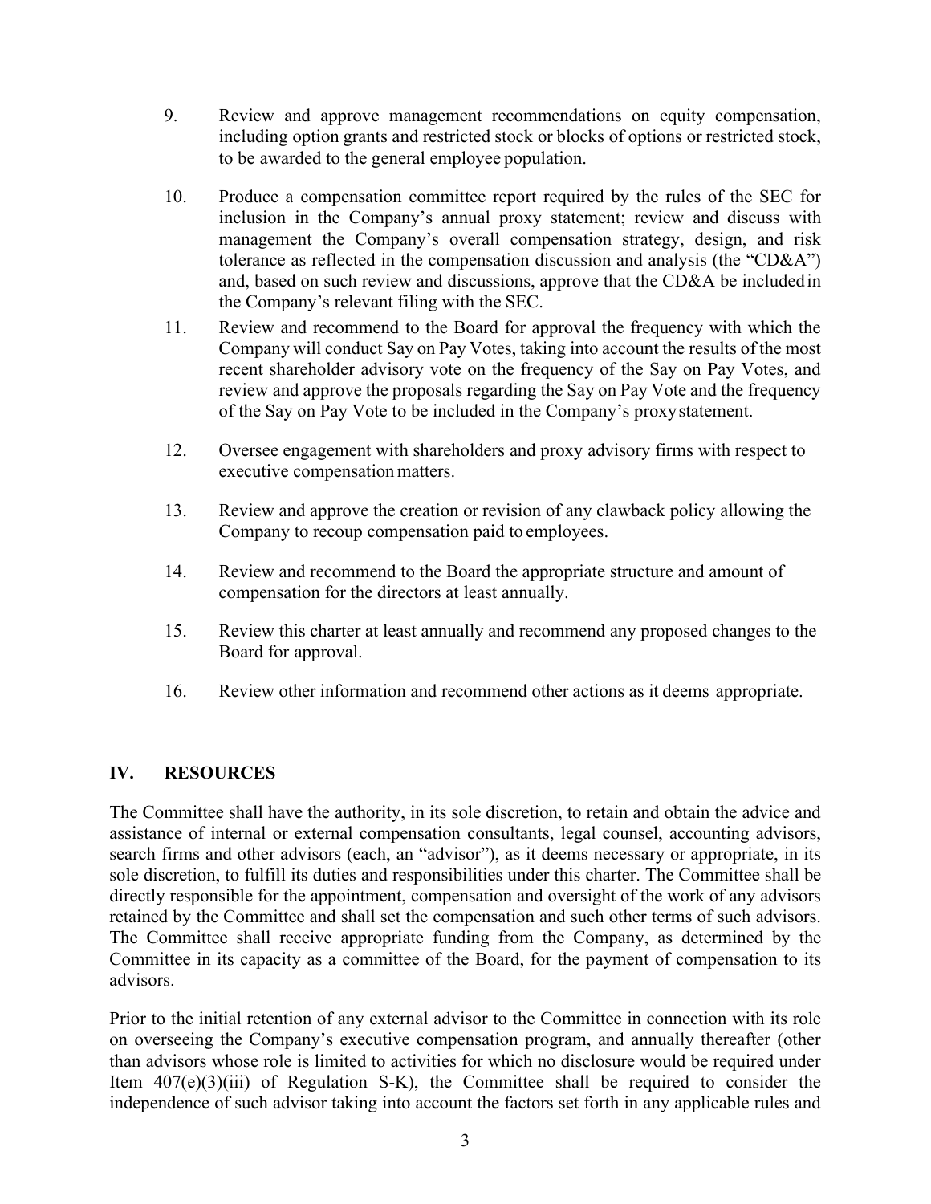9. Review and approve management recommendations on equity compensation, including option grants and restricted stock or blocks of options or restricted stock, to be awarded to the general employee population.

10. Produce a compensation committee report required by the rules of the SEC for inclusion in the Company's annual proxy statement; review and discuss with management the Company's overall compensation strategy, design, and risk tolerance as reflected in the compensation discussion and analysis (the "CD&A") and, based on such review and discussions, approve that the CD&A be included in the Company's relevant filing with the SEC.

11. Review and recommend to the Board for approval the frequency with which the Company will conduct Say on Pay Votes, taking into account the results of the most recent shareholder advisory vote on the frequency of the Say on Pay Votes, and review and approve the proposals regarding the Say on Pay Vote and the frequency of the Say on Pay Vote to be included in the Company's proxy statement.

12. Oversee engagement with shareholders and proxy advisory firms with respect to executive compensation matters.

13. Review and approve the creation or revision of any clawback policy allowing the Company to recoup compensation paid to employees.

14. Review and recommend to the Board the appropriate structure and amount of compensation for the directors at least annually.

15. Review this charter at least annually and recommend any proposed changes to the Board for approval.

16. Review other information and recommend other actions as it deems appropriate.

## IV. RESOURCES

The Committee shall have the authority, in its sole discretion, to retain and obtain the advice and assistance of internal or external compensation consultants, legal counsel, accounting advisors, search firms and other advisors (each, an "advisor"), as it deems necessary or appropriate, in its sole discretion, to fulfill its duties and responsibilities under this charter. The Committee shall be directly responsible for the appointment, compensation and oversight of the work of any advisors retained by the Committee and shall set the compensation and such other terms of such advisors. The Committee shall receive appropriate funding from the Company, as determined by the Committee in its capacity as a committee of the Board, for the payment of compensation to its advisors.

Prior to the initial retention of any external advisor to the Committee in connection with its role on overseeing the Company's executive compensation program, and annually thereafter (other than advisors whose role is limited to activities for which no disclosure would be required under Item 407(e)(3)(iii) of Regulation S-K), the Committee shall be required to consider the independence of such advisor taking into account the factors set forth in any applicable rules and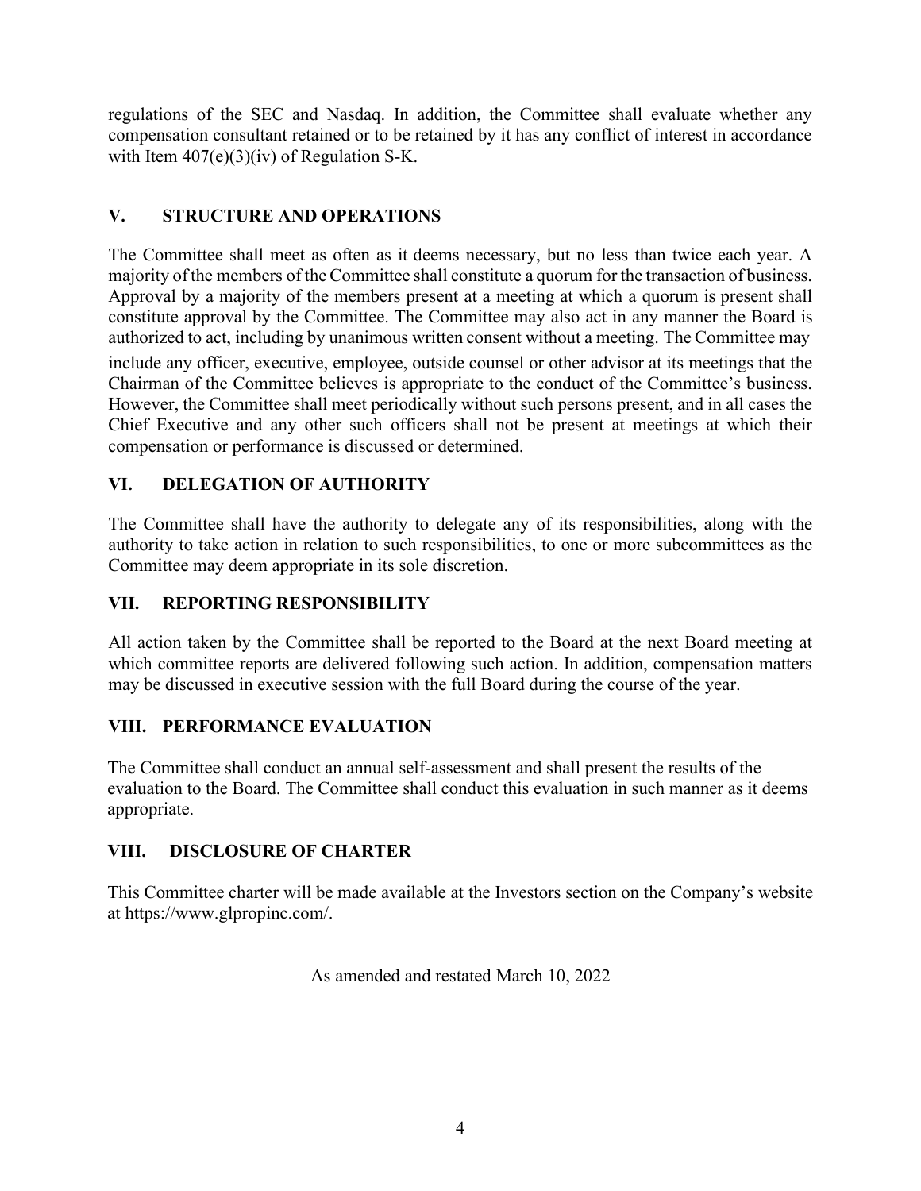regulations of the SEC and Nasdaq. In addition, the Committee shall evaluate whether any compensation consultant retained or to be retained by it has any conflict of interest in accordance with Item 407(e)(3)(iv) of Regulation S-K.

## V. STRUCTURE AND OPERATIONS

The Committee shall meet as often as it deems necessary, but no less than twice each year. A majority of the members of the Committee shall constitute a quorum for the transaction of business. Approval by a majority of the members present at a meeting at which a quorum is present shall constitute approval by the Committee. The Committee may also act in any manner the Board is authorized to act, including by unanimous written consent without a meeting. The Committee may include any officer, executive, employee, outside counsel or other advisor at its meetings that the Chairman of the Committee believes is appropriate to the conduct of the Committee's business. However, the Committee shall meet periodically without such persons present, and in all cases the Chief Executive and any other such officers shall not be present at meetings at which their compensation or performance is discussed or determined.

## VI. DELEGATION OF AUTHORITY

The Committee shall have the authority to delegate any of its responsibilities, along with the authority to take action in relation to such responsibilities, to one or more subcommittees as the Committee may deem appropriate in its sole discretion.

## VII. REPORTING RESPONSIBILITY

All action taken by the Committee shall be reported to the Board at the next Board meeting at which committee reports are delivered following such action. In addition, compensation matters may be discussed in executive session with the full Board during the course of the year.

## VIII. PERFORMANCE EVALUATION

The Committee shall conduct an annual self-assessment and shall present the results of the evaluation to the Board. The Committee shall conduct this evaluation in such manner as it deems appropriate.

## VIII. DISCLOSURE OF CHARTER

This Committee charter will be made available at the Investors section on the Company's website at https://www.glpropinc.com/.

As amended and restated March 10, 2022